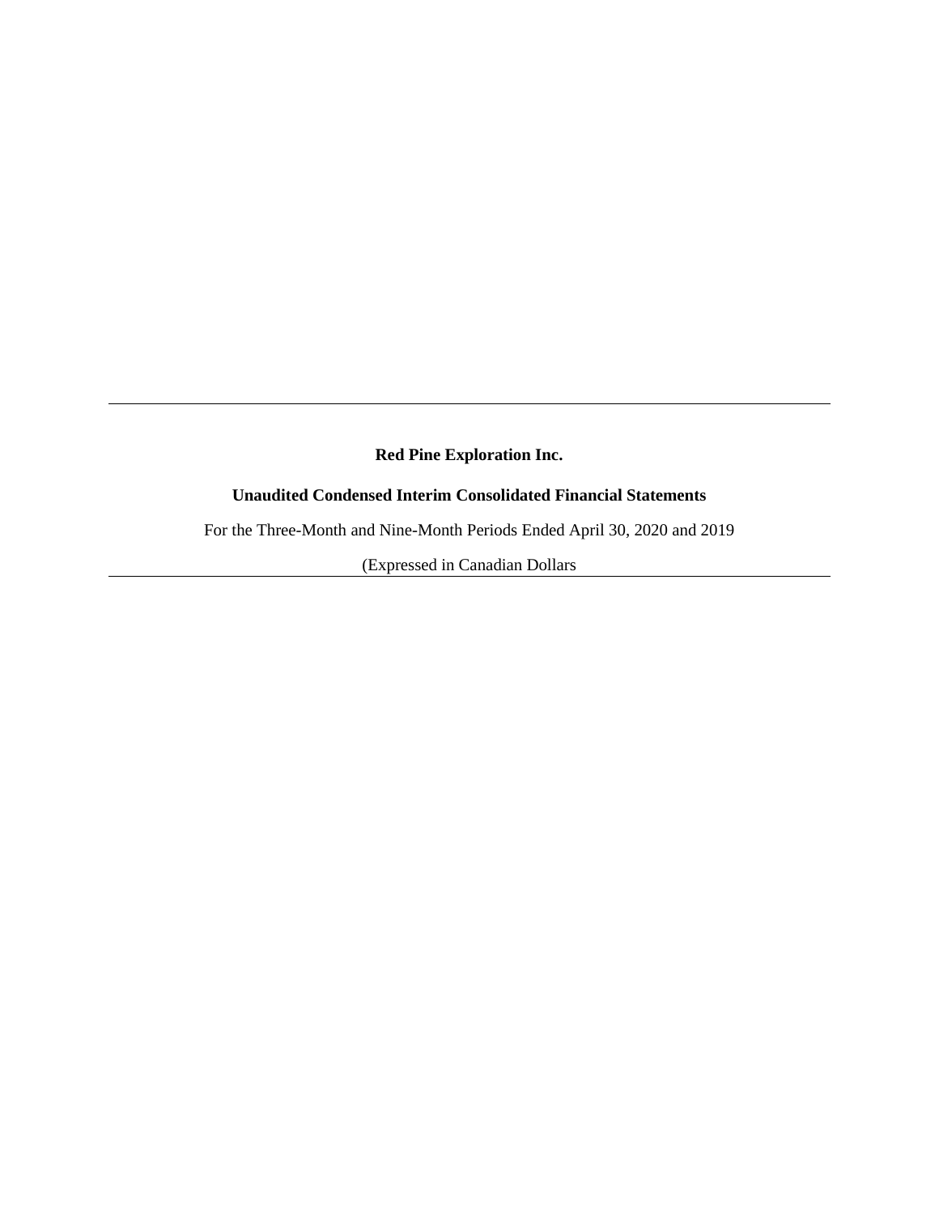**Red Pine Exploration Inc.**

**Unaudited Condensed Interim Consolidated Financial Statements**

For the Three-Month and Nine-Month Periods Ended April 30, 2020 and 2019

(Expressed in Canadian Dollars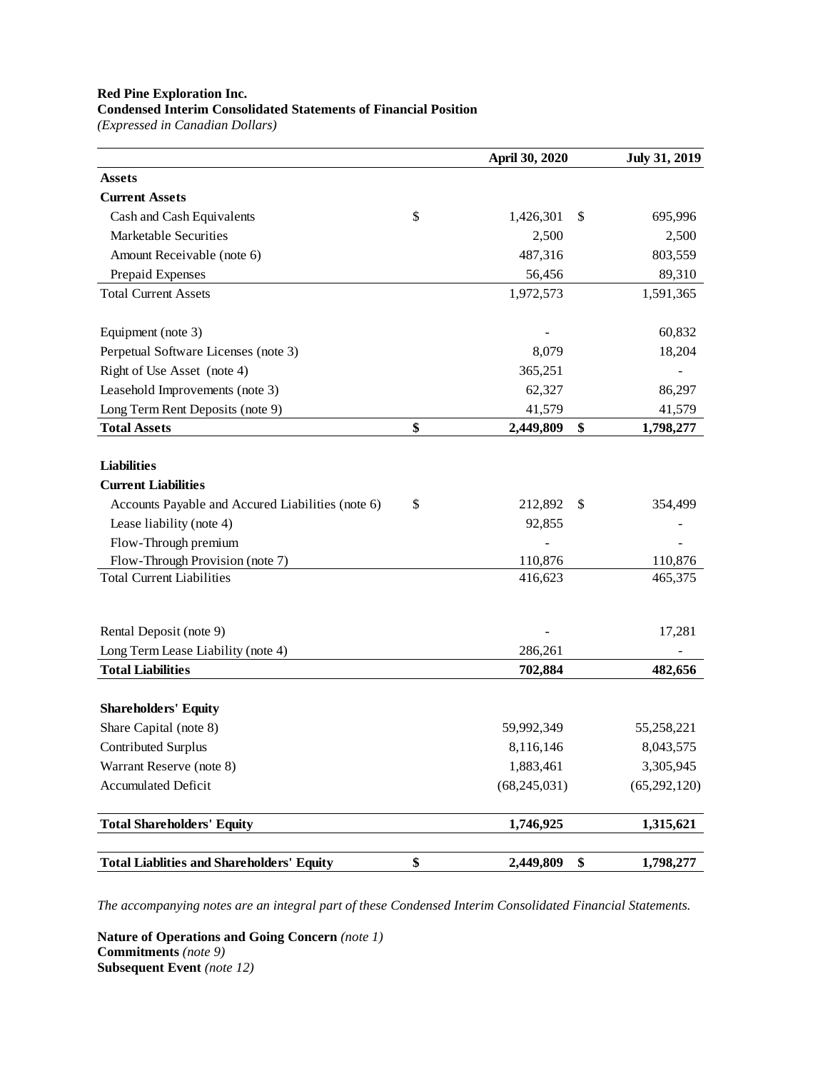**Red Pine Exploration Inc.**
**Condensed Interim Consolidated Statements of Financial Position**
*(Expressed in Canadian Dollars)*

| | April 30, 2020 | July 31, 2019 |
|---|---|---|
| **Assets** | | |
| **Current Assets** | | |
| Cash and Cash Equivalents | $ 1,426,301 | $ 695,996 |
| Marketable Securities | 2,500 | 2,500 |
| Amount Receivable (note 6) | 487,316 | 803,559 |
| Prepaid Expenses | 56,456 | 89,310 |
| Total Current Assets | 1,972,573 | 1,591,365 |
| | | |
| Equipment (note 3) | - | 60,832 |
| Perpetual Software Licenses (note 3) | 8,079 | 18,204 |
| Right of Use Asset (note 4) | 365,251 | - |
| Leasehold Improvements (note 3) | 62,327 | 86,297 |
| Long Term Rent Deposits (note 9) | 41,579 | 41,579 |
| **Total Assets** | **$ 2,449,809** | **$ 1,798,277** |
| | | |
| **Liabilities** | | |
| **Current Liabilities** | | |
| Accounts Payable and Accured Liabilities (note 6) | $ 212,892 | $ 354,499 |
| Lease liability (note 4) | 92,855 | - |
| Flow-Through premium | - | - |
| Flow-Through Provision (note 7) | 110,876 | 110,876 |
| Total Current Liabilities | 416,623 | 465,375 |
| | | |
| Rental Deposit (note 9) | - | 17,281 |
| Long Term Lease Liability (note 4) | 286,261 | - |
| **Total Liabilities** | **702,884** | **482,656** |
| | | |
| **Shareholders' Equity** | | |
| Share Capital (note 8) | 59,992,349 | 55,258,221 |
| Contributed Surplus | 8,116,146 | 8,043,575 |
| Warrant Reserve (note 8) | 1,883,461 | 3,305,945 |
| Accumulated Deficit | (68,245,031) | (65,292,120) |
| | | |
| **Total Shareholders' Equity** | **1,746,925** | **1,315,621** |
| | | |
| **Total Liablities and Shareholders' Equity** | **$ 2,449,809** | **$ 1,798,277** |

*The accompanying notes are an integral part of these Condensed Interim Consolidated Financial Statements.*

**Nature of Operations and Going Concern** *(note 1)*
**Commitments** *(note 9)*
**Subsequent Event** *(note 12)*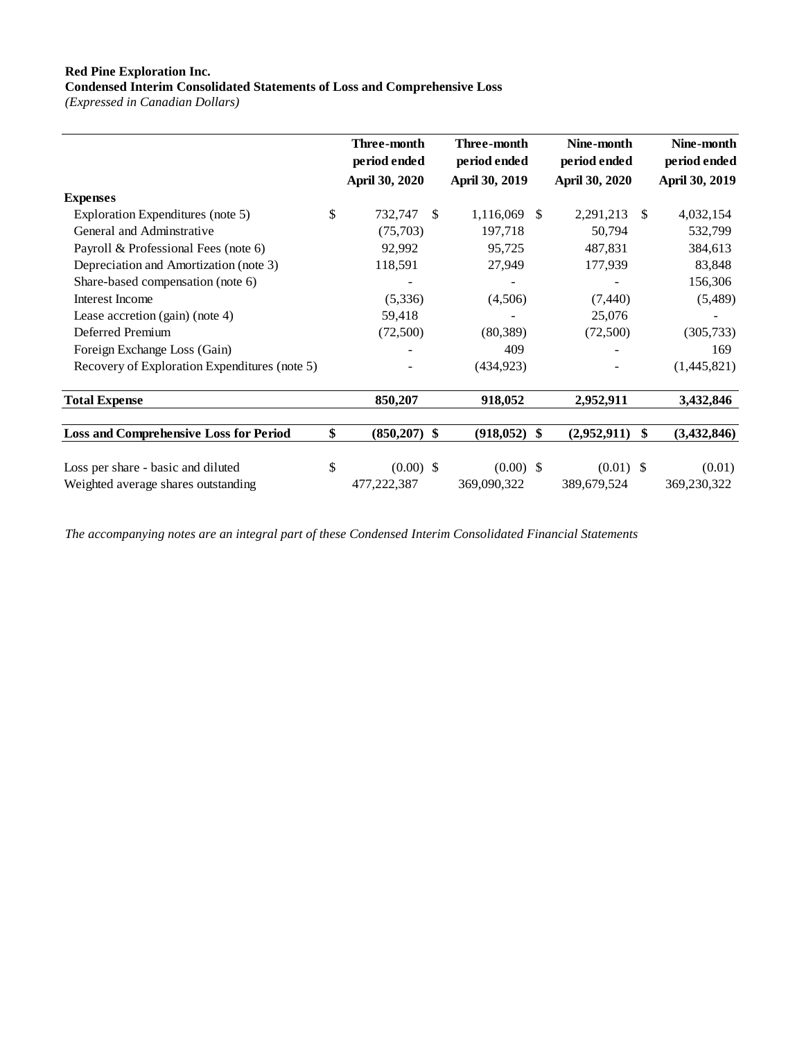**Red Pine Exploration Inc.**
**Condensed Interim Consolidated Statements of Loss and Comprehensive Loss**
*(Expressed in Canadian Dollars)*

| | Three-month period ended April 30, 2020 | Three-month period ended April 30, 2019 | Nine-month period ended April 30, 2020 | Nine-month period ended April 30, 2019 |
|---|---|---|---|---|
| **Expenses** | | | | |
| Exploration Expenditures (note 5) | $ 732,747 | $ 1,116,069 | $ 2,291,213 | $ 4,032,154 |
| General and Adminstrative | (75,703) | 197,718 | 50,794 | 532,799 |
| Payroll & Professional Fees (note 6) | 92,992 | 95,725 | 487,831 | 384,613 |
| Depreciation and Amortization (note 3) | 118,591 | 27,949 | 177,939 | 83,848 |
| Share-based compensation (note 6) | - | - | - | 156,306 |
| Interest Income | (5,336) | (4,506) | (7,440) | (5,489) |
| Lease accretion (gain) (note 4) | 59,418 | - | 25,076 | - |
| Deferred Premium | (72,500) | (80,389) | (72,500) | (305,733) |
| Foreign Exchange Loss (Gain) | - | 409 | - | 169 |
| Recovery of Exploration Expenditures (note 5) | - | (434,923) | - | (1,445,821) |
| **Total Expense** | **850,207** | **918,052** | **2,952,911** | **3,432,846** |
| **Loss and Comprehensive Loss for Period** | **$ (850,207)** | **$ (918,052)** | **$ (2,952,911)** | **$ (3,432,846)** |
| Loss per share - basic and diluted | $ (0.00) | $ (0.00) | $ (0.01) | $ (0.01) |
| Weighted average shares outstanding | 477,222,387 | 369,090,322 | 389,679,524 | 369,230,322 |

*The accompanying notes are an integral part of these Condensed Interim Consolidated Financial Statements*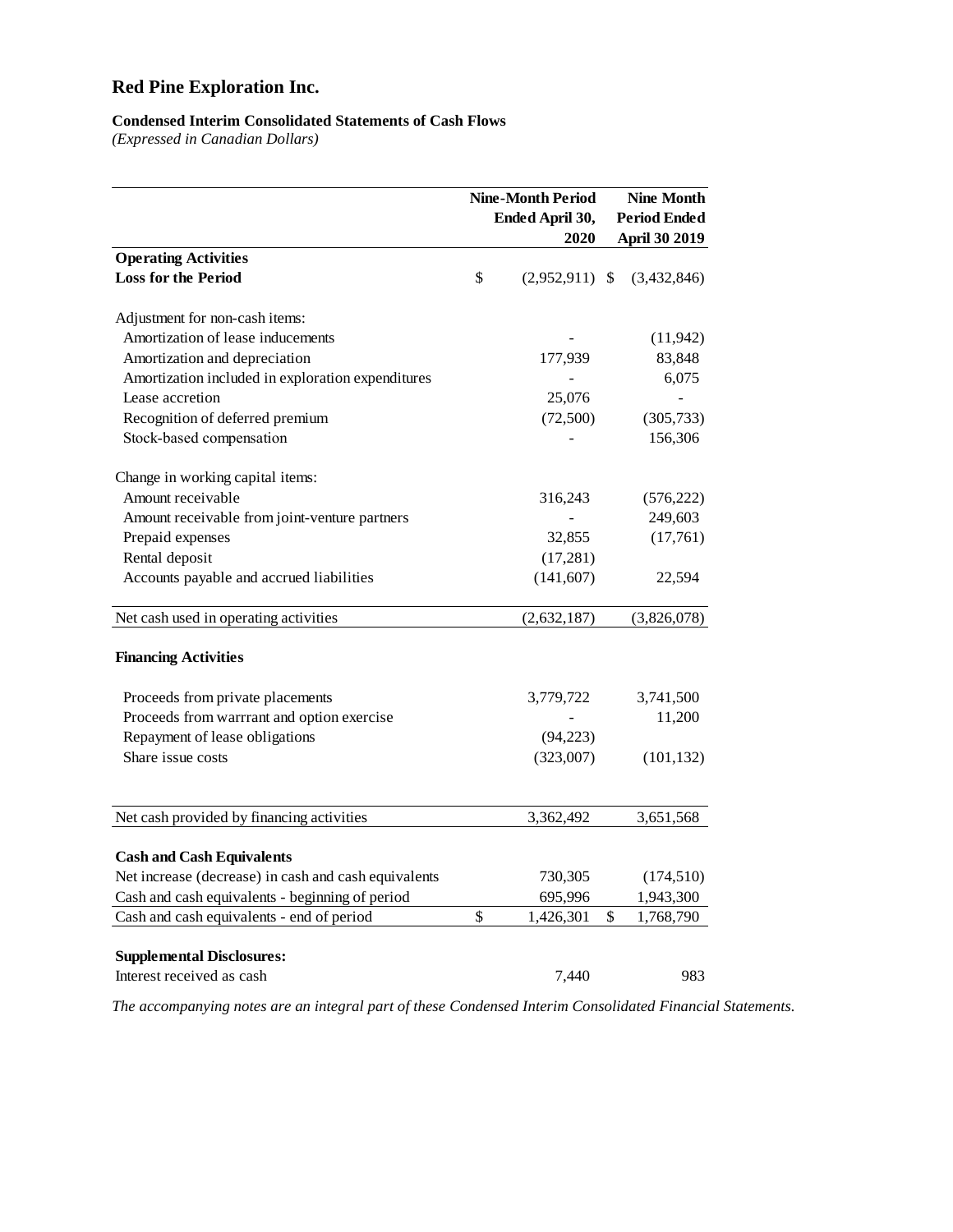# Red Pine Exploration Inc.

**Condensed Interim Consolidated Statements of Cash Flows**
*(Expressed in Canadian Dollars)*

| | Nine-Month Period Ended April 30, 2020 | Nine Month Period Ended April 30 2019 |
|---|---|---|
| **Operating Activities** | | |
| **Loss for the Period** | $ (2,952,911) | $ (3,432,846) |
| | | |
| Adjustment for non-cash items: | | |
| Amortization of lease inducements | - | (11,942) |
| Amortization and depreciation | 177,939 | 83,848 |
| Amortization included in exploration expenditures | - | 6,075 |
| Lease accretion | 25,076 | - |
| Recognition of deferred premium | (72,500) | (305,733) |
| Stock-based compensation | - | 156,306 |
| | | |
| Change in working capital items: | | |
| Amount receivable | 316,243 | (576,222) |
| Amount receivable from joint-venture partners | - | 249,603 |
| Prepaid expenses | 32,855 | (17,761) |
| Rental deposit | (17,281) | |
| Accounts payable and accrued liabilities | (141,607) | 22,594 |
| Net cash used in operating activities | (2,632,187) | (3,826,078) |
| | | |
| **Financing Activities** | | |
| Proceeds from private placements | 3,779,722 | 3,741,500 |
| Proceeds from warrrant and option exercise | - | 11,200 |
| Repayment of lease obligations | (94,223) | |
| Share issue costs | (323,007) | (101,132) |
| Net cash provided by financing activities | 3,362,492 | 3,651,568 |
| | | |
| **Cash and Cash Equivalents** | | |
| Net increase (decrease) in cash and cash equivalents | 730,305 | (174,510) |
| Cash and cash equivalents - beginning of period | 695,996 | 1,943,300 |
| Cash and cash equivalents - end of period | $ 1,426,301 | $ 1,768,790 |
| | | |
| **Supplemental Disclosures:** | | |
| Interest received as cash | 7,440 | 983 |

*The accompanying notes are an integral part of these Condensed Interim Consolidated Financial Statements.*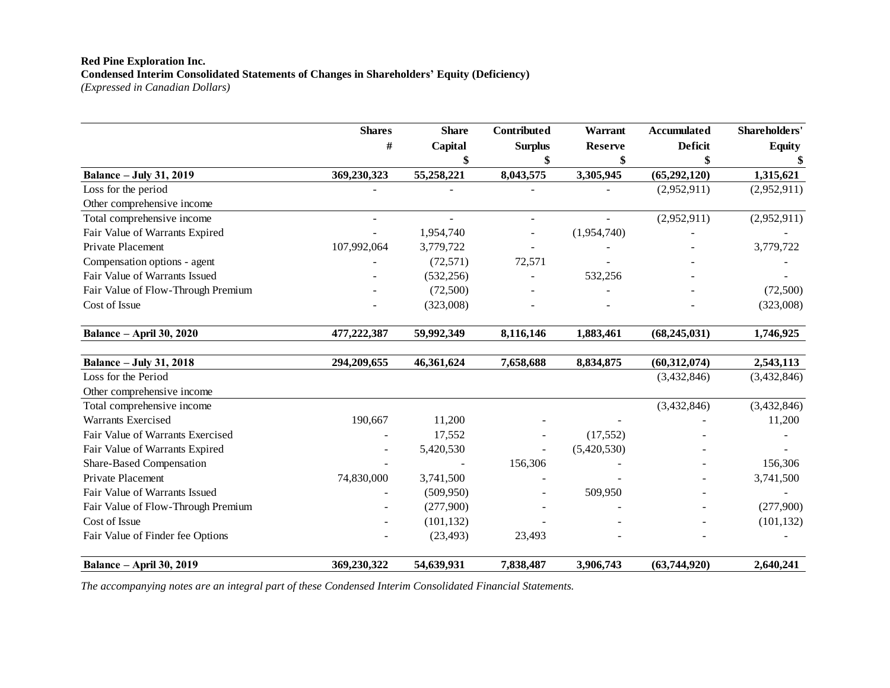**Red Pine Exploration Inc.**
**Condensed Interim Consolidated Statements of Changes in Shareholders' Equity (Deficiency)**
*(Expressed in Canadian Dollars)*

| | Shares # | Share Capital $ | Contributed Surplus $ | Warrant Reserve $ | Accumulated Deficit $ | Shareholders' Equity $ |
|---|---|---|---|---|---|---|
| **Balance – July 31, 2019** | **369,230,323** | **55,258,221** | **8,043,575** | **3,305,945** | **(65,292,120)** | **1,315,621** |
| Loss for the period | - | - | - | - | (2,952,911) | (2,952,911) |
| Other comprehensive income | | | | | | |
| Total comprehensive income | - | - | - | - | (2,952,911) | (2,952,911) |
| Fair Value of Warrants Expired | - | 1,954,740 | - | (1,954,740) | - | - |
| Private Placement | 107,992,064 | 3,779,722 | - | - | - | 3,779,722 |
| Compensation options - agent | - | (72,571) | 72,571 | - | - | - |
| Fair Value of Warrants Issued | - | (532,256) | - | 532,256 | - | - |
| Fair Value of Flow-Through Premium | - | (72,500) | - | - | - | (72,500) |
| Cost of Issue | - | (323,008) | - | - | - | (323,008) |
| **Balance – April 30, 2020** | **477,222,387** | **59,992,349** | **8,116,146** | **1,883,461** | **(68,245,031)** | **1,746,925** |
| **Balance – July 31, 2018** | **294,209,655** | **46,361,624** | **7,658,688** | **8,834,875** | **(60,312,074)** | **2,543,113** |
| Loss for the Period | | | | | (3,432,846) | (3,432,846) |
| Other comprehensive income | | | | | | |
| Total comprehensive income | | | | | (3,432,846) | (3,432,846) |
| Warrants Exercised | 190,667 | 11,200 | - | - | - | 11,200 |
| Fair Value of Warrants Exercised | - | 17,552 | - | (17,552) | - | - |
| Fair Value of Warrants Expired | - | 5,420,530 | - | (5,420,530) | - | - |
| Share-Based Compensation | - | - | 156,306 | - | - | 156,306 |
| Private Placement | 74,830,000 | 3,741,500 | - | - | - | 3,741,500 |
| Fair Value of Warrants Issued | - | (509,950) | - | 509,950 | - | - |
| Fair Value of Flow-Through Premium | - | (277,900) | - | - | - | (277,900) |
| Cost of Issue | - | (101,132) | - | - | - | (101,132) |
| Fair Value of Finder fee Options | - | (23,493) | 23,493 | - | - | - |
| **Balance – April 30, 2019** | **369,230,322** | **54,639,931** | **7,838,487** | **3,906,743** | **(63,744,920)** | **2,640,241** |

*The accompanying notes are an integral part of these Condensed Interim Consolidated Financial Statements.*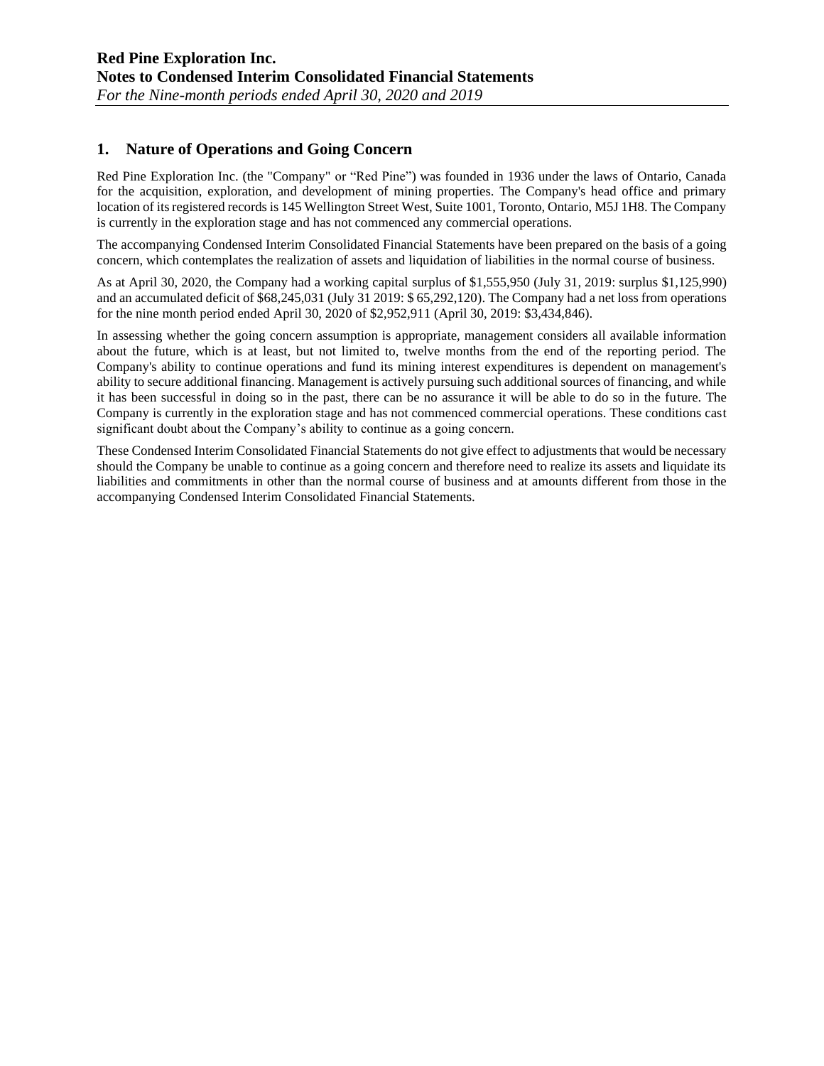## 1. Nature of Operations and Going Concern

Red Pine Exploration Inc. (the "Company" or "Red Pine") was founded in 1936 under the laws of Ontario, Canada for the acquisition, exploration, and development of mining properties. The Company's head office and primary location of its registered records is 145 Wellington Street West, Suite 1001, Toronto, Ontario, M5J 1H8. The Company is currently in the exploration stage and has not commenced any commercial operations.

The accompanying Condensed Interim Consolidated Financial Statements have been prepared on the basis of a going concern, which contemplates the realization of assets and liquidation of liabilities in the normal course of business.

As at April 30, 2020, the Company had a working capital surplus of $1,555,950 (July 31, 2019: surplus $1,125,990) and an accumulated deficit of $68,245,031 (July 31 2019: $ 65,292,120). The Company had a net loss from operations for the nine month period ended April 30, 2020 of $2,952,911 (April 30, 2019: $3,434,846).

In assessing whether the going concern assumption is appropriate, management considers all available information about the future, which is at least, but not limited to, twelve months from the end of the reporting period. The Company's ability to continue operations and fund its mining interest expenditures is dependent on management's ability to secure additional financing. Management is actively pursuing such additional sources of financing, and while it has been successful in doing so in the past, there can be no assurance it will be able to do so in the future. The Company is currently in the exploration stage and has not commenced commercial operations. These conditions cast significant doubt about the Company's ability to continue as a going concern.

These Condensed Interim Consolidated Financial Statements do not give effect to adjustments that would be necessary should the Company be unable to continue as a going concern and therefore need to realize its assets and liquidate its liabilities and commitments in other than the normal course of business and at amounts different from those in the accompanying Condensed Interim Consolidated Financial Statements.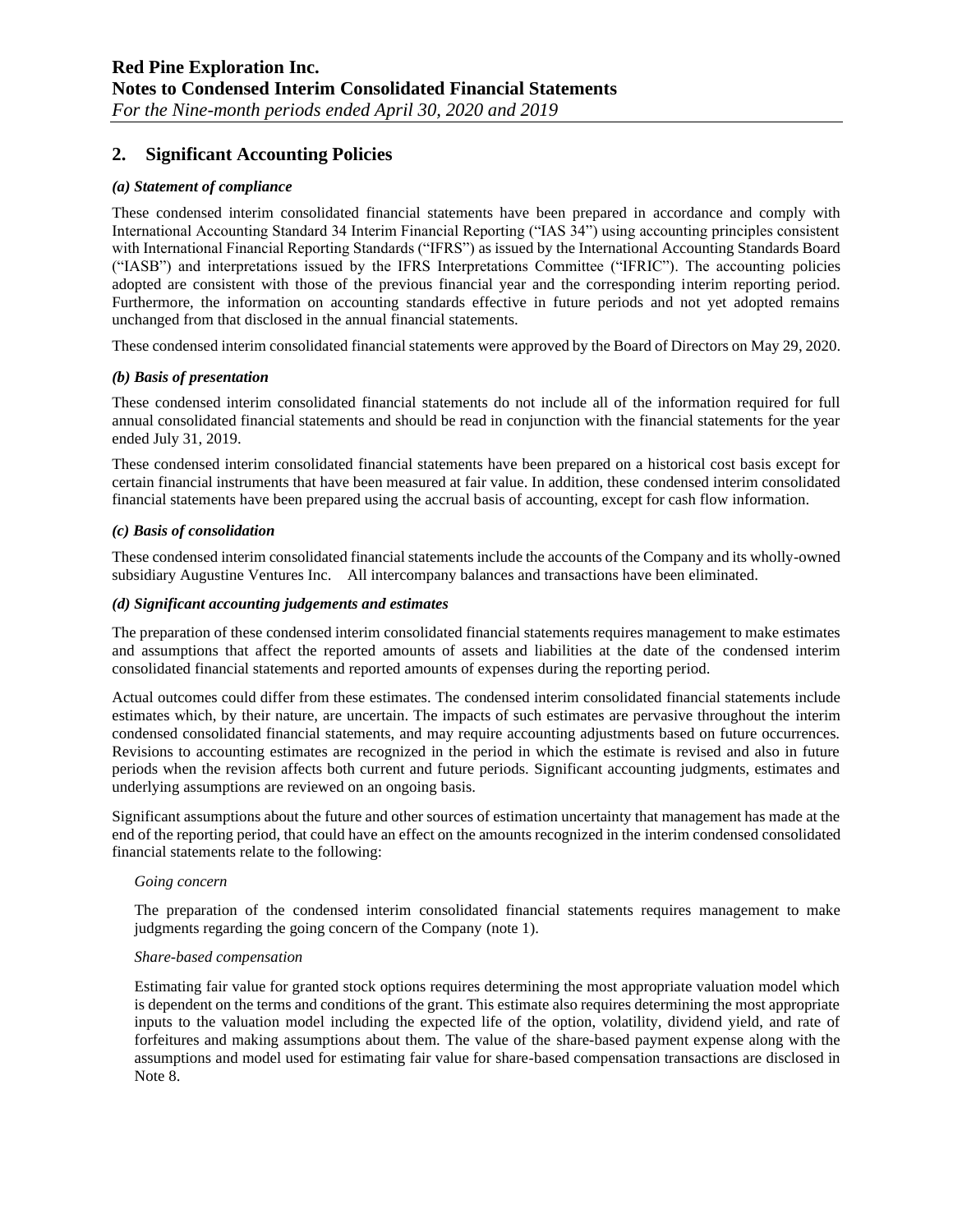## 2. Significant Accounting Policies

### *(a) Statement of compliance*

These condensed interim consolidated financial statements have been prepared in accordance and comply with International Accounting Standard 34 Interim Financial Reporting ("IAS 34") using accounting principles consistent with International Financial Reporting Standards ("IFRS") as issued by the International Accounting Standards Board ("IASB") and interpretations issued by the IFRS Interpretations Committee ("IFRIC"). The accounting policies adopted are consistent with those of the previous financial year and the corresponding interim reporting period. Furthermore, the information on accounting standards effective in future periods and not yet adopted remains unchanged from that disclosed in the annual financial statements.

These condensed interim consolidated financial statements were approved by the Board of Directors on May 29, 2020.

### *(b) Basis of presentation*

These condensed interim consolidated financial statements do not include all of the information required for full annual consolidated financial statements and should be read in conjunction with the financial statements for the year ended July 31, 2019.

These condensed interim consolidated financial statements have been prepared on a historical cost basis except for certain financial instruments that have been measured at fair value. In addition, these condensed interim consolidated financial statements have been prepared using the accrual basis of accounting, except for cash flow information.

### *(c) Basis of consolidation*

These condensed interim consolidated financial statements include the accounts of the Company and its wholly-owned subsidiary Augustine Ventures Inc. All intercompany balances and transactions have been eliminated.

### *(d) Significant accounting judgements and estimates*

The preparation of these condensed interim consolidated financial statements requires management to make estimates and assumptions that affect the reported amounts of assets and liabilities at the date of the condensed interim consolidated financial statements and reported amounts of expenses during the reporting period.

Actual outcomes could differ from these estimates. The condensed interim consolidated financial statements include estimates which, by their nature, are uncertain. The impacts of such estimates are pervasive throughout the interim condensed consolidated financial statements, and may require accounting adjustments based on future occurrences. Revisions to accounting estimates are recognized in the period in which the estimate is revised and also in future periods when the revision affects both current and future periods. Significant accounting judgments, estimates and underlying assumptions are reviewed on an ongoing basis.

Significant assumptions about the future and other sources of estimation uncertainty that management has made at the end of the reporting period, that could have an effect on the amounts recognized in the interim condensed consolidated financial statements relate to the following:

*Going concern*

The preparation of the condensed interim consolidated financial statements requires management to make judgments regarding the going concern of the Company (note 1).

*Share-based compensation*

Estimating fair value for granted stock options requires determining the most appropriate valuation model which is dependent on the terms and conditions of the grant. This estimate also requires determining the most appropriate inputs to the valuation model including the expected life of the option, volatility, dividend yield, and rate of forfeitures and making assumptions about them. The value of the share-based payment expense along with the assumptions and model used for estimating fair value for share-based compensation transactions are disclosed in Note 8.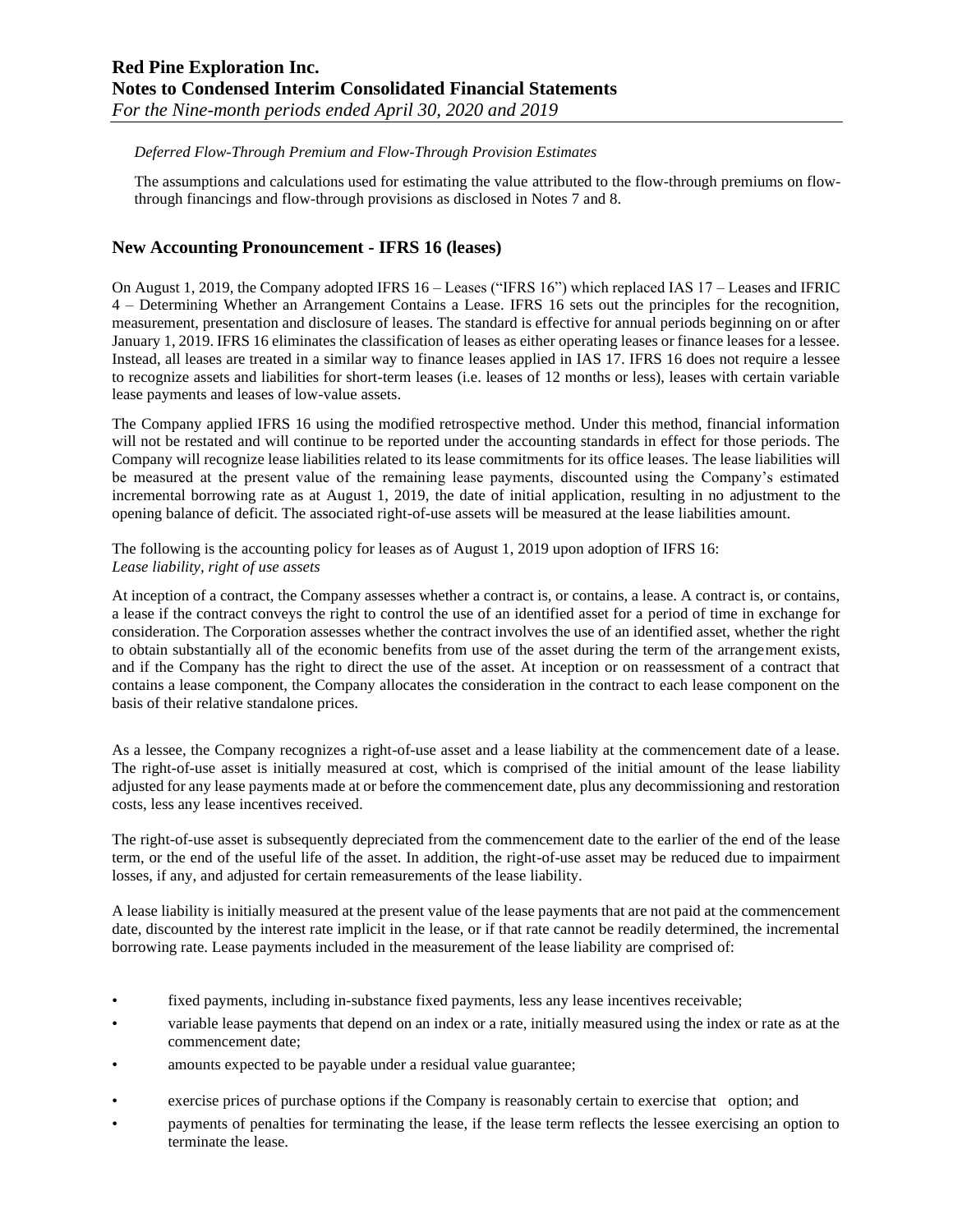*Deferred Flow-Through Premium and Flow-Through Provision Estimates*

The assumptions and calculations used for estimating the value attributed to the flow-through premiums on flow-through financings and flow-through provisions as disclosed in Notes 7 and 8.

## New Accounting Pronouncement - IFRS 16 (leases)

On August 1, 2019, the Company adopted IFRS 16 – Leases ("IFRS 16") which replaced IAS 17 – Leases and IFRIC 4 – Determining Whether an Arrangement Contains a Lease. IFRS 16 sets out the principles for the recognition, measurement, presentation and disclosure of leases. The standard is effective for annual periods beginning on or after January 1, 2019. IFRS 16 eliminates the classification of leases as either operating leases or finance leases for a lessee. Instead, all leases are treated in a similar way to finance leases applied in IAS 17. IFRS 16 does not require a lessee to recognize assets and liabilities for short-term leases (i.e. leases of 12 months or less), leases with certain variable lease payments and leases of low-value assets.

The Company applied IFRS 16 using the modified retrospective method. Under this method, financial information will not be restated and will continue to be reported under the accounting standards in effect for those periods. The Company will recognize lease liabilities related to its lease commitments for its office leases. The lease liabilities will be measured at the present value of the remaining lease payments, discounted using the Company's estimated incremental borrowing rate as at August 1, 2019, the date of initial application, resulting in no adjustment to the opening balance of deficit. The associated right-of-use assets will be measured at the lease liabilities amount.

The following is the accounting policy for leases as of August 1, 2019 upon adoption of IFRS 16:
*Lease liability, right of use assets*

At inception of a contract, the Company assesses whether a contract is, or contains, a lease. A contract is, or contains, a lease if the contract conveys the right to control the use of an identified asset for a period of time in exchange for consideration. The Corporation assesses whether the contract involves the use of an identified asset, whether the right to obtain substantially all of the economic benefits from use of the asset during the term of the arrangement exists, and if the Company has the right to direct the use of the asset. At inception or on reassessment of a contract that contains a lease component, the Company allocates the consideration in the contract to each lease component on the basis of their relative standalone prices.

As a lessee, the Company recognizes a right-of-use asset and a lease liability at the commencement date of a lease. The right-of-use asset is initially measured at cost, which is comprised of the initial amount of the lease liability adjusted for any lease payments made at or before the commencement date, plus any decommissioning and restoration costs, less any lease incentives received.

The right-of-use asset is subsequently depreciated from the commencement date to the earlier of the end of the lease term, or the end of the useful life of the asset. In addition, the right-of-use asset may be reduced due to impairment losses, if any, and adjusted for certain remeasurements of the lease liability.

A lease liability is initially measured at the present value of the lease payments that are not paid at the commencement date, discounted by the interest rate implicit in the lease, or if that rate cannot be readily determined, the incremental borrowing rate. Lease payments included in the measurement of the lease liability are comprised of:

- fixed payments, including in-substance fixed payments, less any lease incentives receivable;
- variable lease payments that depend on an index or a rate, initially measured using the index or rate as at the commencement date;
- amounts expected to be payable under a residual value guarantee;
- exercise prices of purchase options if the Company is reasonably certain to exercise that option; and
- payments of penalties for terminating the lease, if the lease term reflects the lessee exercising an option to terminate the lease.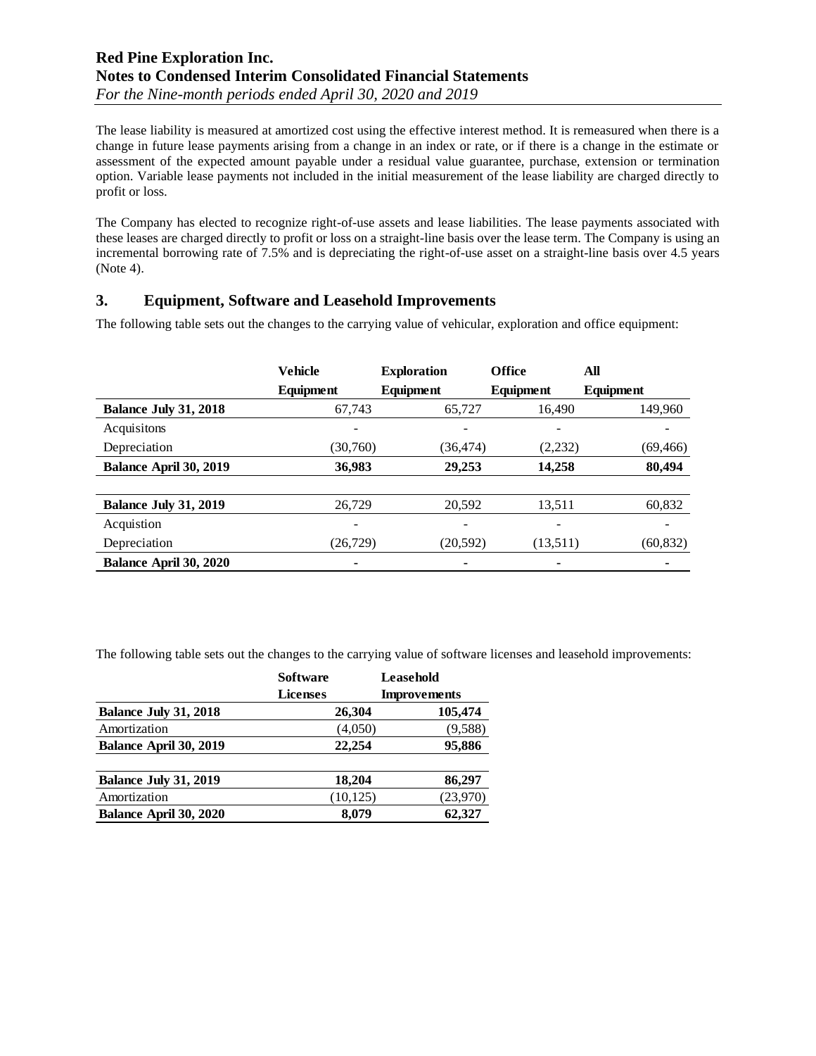The lease liability is measured at amortized cost using the effective interest method. It is remeasured when there is a change in future lease payments arising from a change in an index or rate, or if there is a change in the estimate or assessment of the expected amount payable under a residual value guarantee, purchase, extension or termination option. Variable lease payments not included in the initial measurement of the lease liability are charged directly to profit or loss.

The Company has elected to recognize right-of-use assets and lease liabilities. The lease payments associated with these leases are charged directly to profit or loss on a straight-line basis over the lease term. The Company is using an incremental borrowing rate of 7.5% and is depreciating the right-of-use asset on a straight-line basis over 4.5 years (Note 4).

## 3. Equipment, Software and Leasehold Improvements

The following table sets out the changes to the carrying value of vehicular, exploration and office equipment:

| | Vehicle Equipment | Exploration Equipment | Office Equipment | All Equipment |
|---|---|---|---|---|
| **Balance July 31, 2018** | 67,743 | 65,727 | 16,490 | 149,960 |
| Acquisitons | - | - | - | - |
| Depreciation | (30,760) | (36,474) | (2,232) | (69,466) |
| **Balance April 30, 2019** | **36,983** | **29,253** | **14,258** | **80,494** |
| | | | | |
| **Balance July 31, 2019** | 26,729 | 20,592 | 13,511 | 60,832 |
| Acquistion | - | - | - | - |
| Depreciation | (26,729) | (20,592) | (13,511) | (60,832) |
| **Balance April 30, 2020** | **-** | **-** | **-** | **-** |

The following table sets out the changes to the carrying value of software licenses and leasehold improvements:

| | Software Licenses | Leasehold Improvements |
|---|---|---|
| **Balance July 31, 2018** | **26,304** | **105,474** |
| Amortization | (4,050) | (9,588) |
| **Balance April 30, 2019** | **22,254** | **95,886** |
| | | |
| **Balance July 31, 2019** | **18,204** | **86,297** |
| Amortization | (10,125) | (23,970) |
| **Balance April 30, 2020** | **8,079** | **62,327** |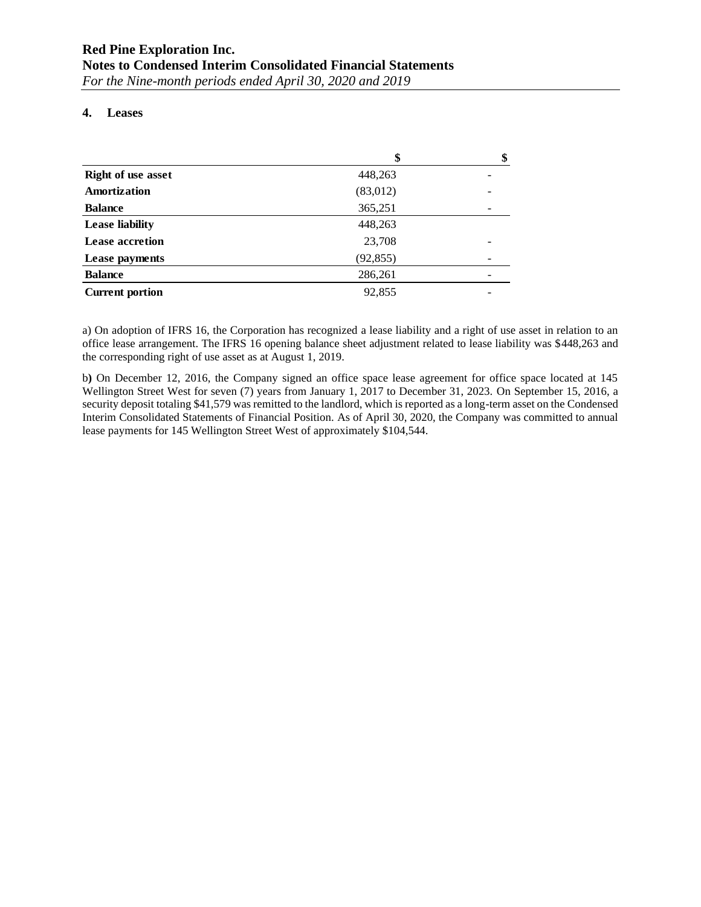## 4. Leases

| | $ | $ |
|---|---|---|
| **Right of use asset** | 448,263 | - |
| **Amortization** | (83,012) | - |
| **Balance** | 365,251 | - |
| **Lease liability** | 448,263 | |
| **Lease accretion** | 23,708 | - |
| **Lease payments** | (92,855) | - |
| **Balance** | 286,261 | - |
| **Current portion** | 92,855 | - |

a) On adoption of IFRS 16, the Corporation has recognized a lease liability and a right of use asset in relation to an office lease arrangement. The IFRS 16 opening balance sheet adjustment related to lease liability was $448,263 and the corresponding right of use asset as at August 1, 2019.

b**)** On December 12, 2016, the Company signed an office space lease agreement for office space located at 145 Wellington Street West for seven (7) years from January 1, 2017 to December 31, 2023. On September 15, 2016, a security deposit totaling $41,579 was remitted to the landlord, which is reported as a long-term asset on the Condensed Interim Consolidated Statements of Financial Position. As of April 30, 2020, the Company was committed to annual lease payments for 145 Wellington Street West of approximately $104,544.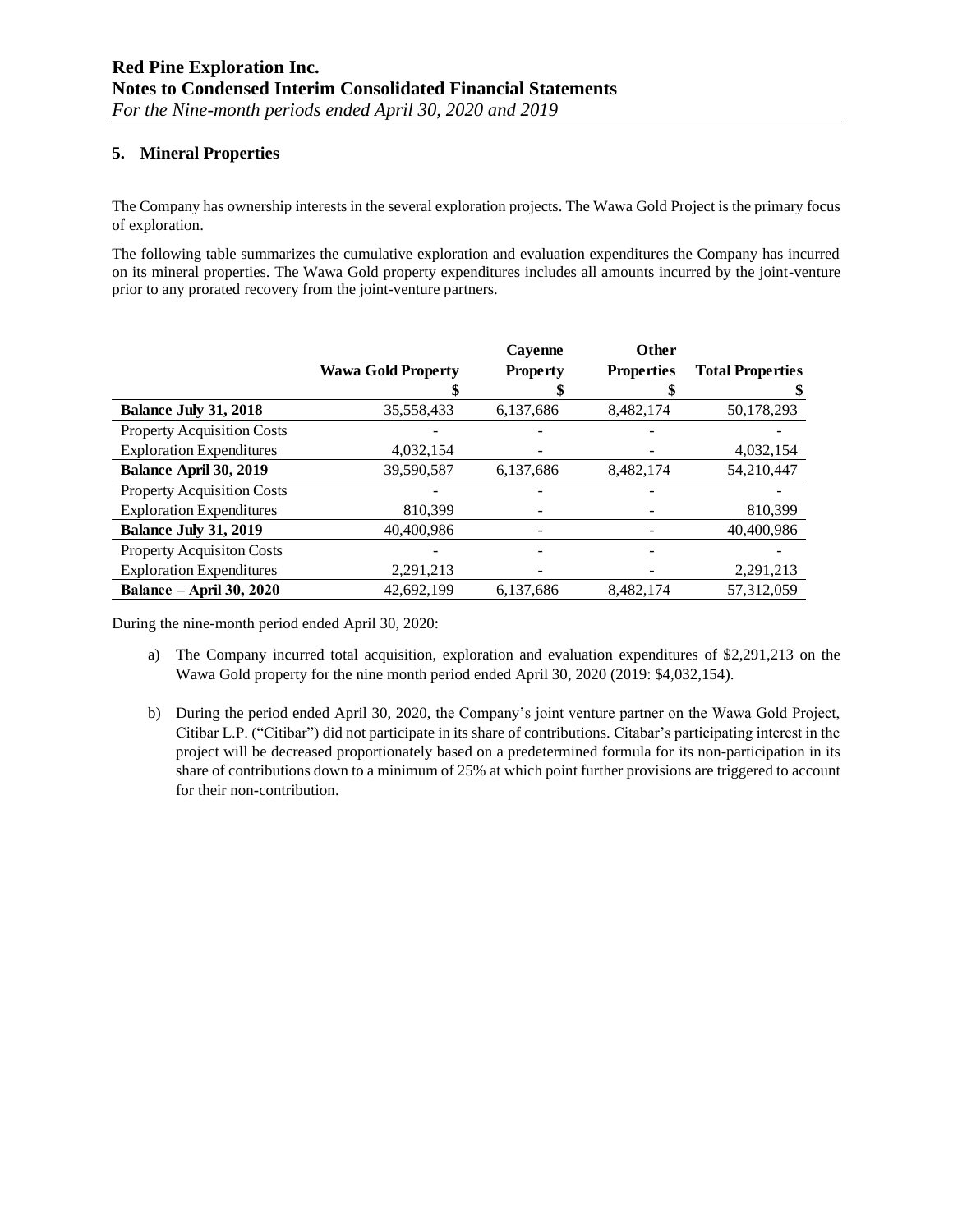## 5. Mineral Properties

The Company has ownership interests in the several exploration projects. The Wawa Gold Project is the primary focus of exploration.

The following table summarizes the cumulative exploration and evaluation expenditures the Company has incurred on its mineral properties. The Wawa Gold property expenditures includes all amounts incurred by the joint-venture prior to any prorated recovery from the joint-venture partners.

| | Wawa Gold Property | Cayenne Property | Other Properties | Total Properties |
|---|---|---|---|---|
| | $ | $ | $ | $ |
| **Balance July 31, 2018** | 35,558,433 | 6,137,686 | 8,482,174 | 50,178,293 |
| Property Acquisition Costs | - | - | - | - |
| Exploration Expenditures | 4,032,154 | - | - | 4,032,154 |
| **Balance April 30, 2019** | 39,590,587 | 6,137,686 | 8,482,174 | 54,210,447 |
| Property Acquisition Costs | - | - | - | - |
| Exploration Expenditures | 810,399 | - | - | 810,399 |
| **Balance July 31, 2019** | 40,400,986 | - | - | 40,400,986 |
| Property Acquisiton Costs | - | - | - | - |
| Exploration Expenditures | 2,291,213 | - | - | 2,291,213 |
| **Balance – April 30, 2020** | 42,692,199 | 6,137,686 | 8,482,174 | 57,312,059 |

During the nine-month period ended April 30, 2020:

a) The Company incurred total acquisition, exploration and evaluation expenditures of $2,291,213 on the Wawa Gold property for the nine month period ended April 30, 2020 (2019: $4,032,154).

b) During the period ended April 30, 2020, the Company's joint venture partner on the Wawa Gold Project, Citibar L.P. ("Citibar") did not participate in its share of contributions. Citabar's participating interest in the project will be decreased proportionately based on a predetermined formula for its non-participation in its share of contributions down to a minimum of 25% at which point further provisions are triggered to account for their non-contribution.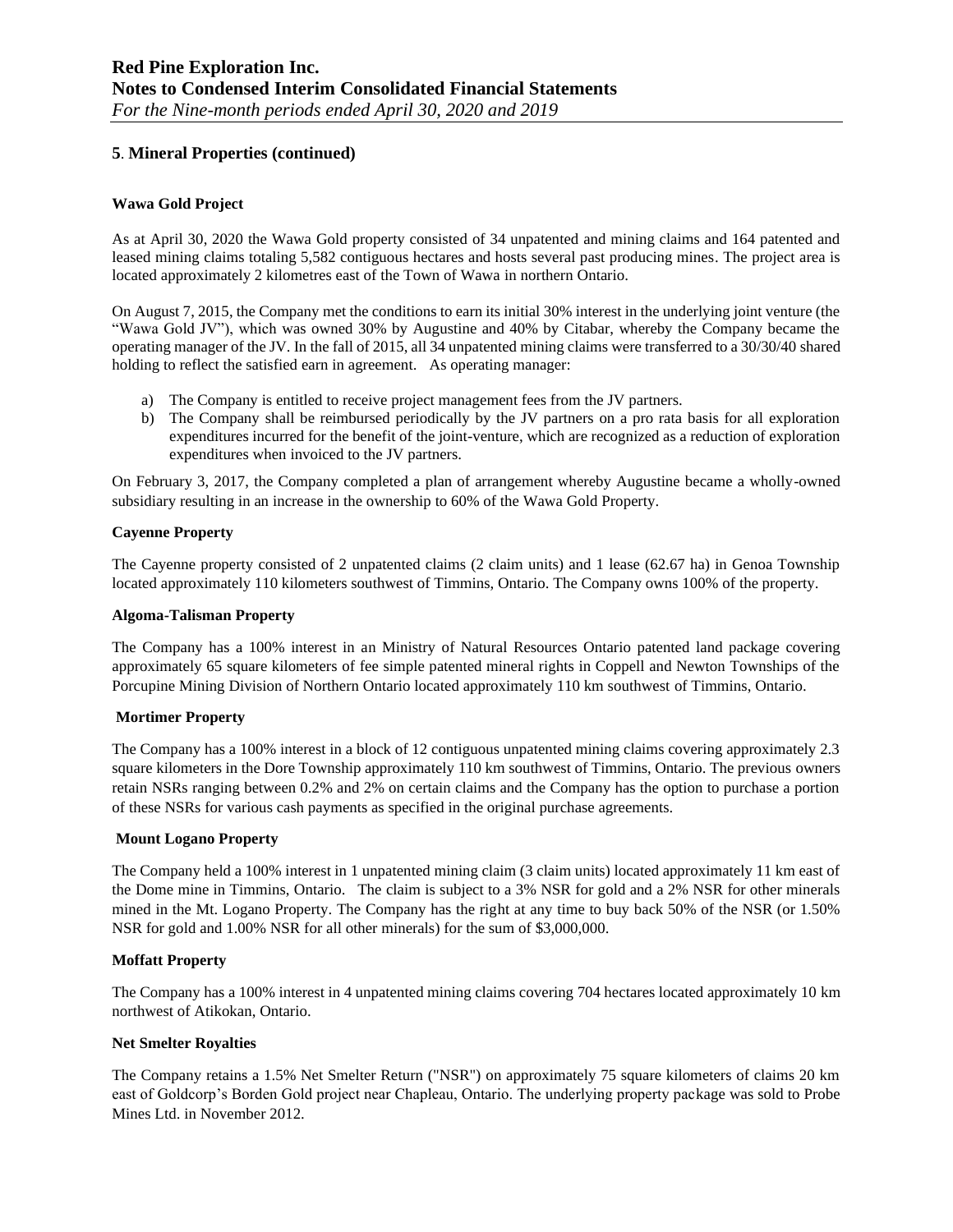## 5. Mineral Properties (continued)

### Wawa Gold Project

As at April 30, 2020 the Wawa Gold property consisted of 34 unpatented and mining claims and 164 patented and leased mining claims totaling 5,582 contiguous hectares and hosts several past producing mines. The project area is located approximately 2 kilometres east of the Town of Wawa in northern Ontario.

On August 7, 2015, the Company met the conditions to earn its initial 30% interest in the underlying joint venture (the "Wawa Gold JV"), which was owned 30% by Augustine and 40% by Citabar, whereby the Company became the operating manager of the JV. In the fall of 2015, all 34 unpatented mining claims were transferred to a 30/30/40 shared holding to reflect the satisfied earn in agreement. As operating manager:

a) The Company is entitled to receive project management fees from the JV partners.
b) The Company shall be reimbursed periodically by the JV partners on a pro rata basis for all exploration expenditures incurred for the benefit of the joint-venture, which are recognized as a reduction of exploration expenditures when invoiced to the JV partners.

On February 3, 2017, the Company completed a plan of arrangement whereby Augustine became a wholly-owned subsidiary resulting in an increase in the ownership to 60% of the Wawa Gold Property.

### Cayenne Property

The Cayenne property consisted of 2 unpatented claims (2 claim units) and 1 lease (62.67 ha) in Genoa Township located approximately 110 kilometers southwest of Timmins, Ontario. The Company owns 100% of the property.

### Algoma-Talisman Property

The Company has a 100% interest in an Ministry of Natural Resources Ontario patented land package covering approximately 65 square kilometers of fee simple patented mineral rights in Coppell and Newton Townships of the Porcupine Mining Division of Northern Ontario located approximately 110 km southwest of Timmins, Ontario.

### Mortimer Property

The Company has a 100% interest in a block of 12 contiguous unpatented mining claims covering approximately 2.3 square kilometers in the Dore Township approximately 110 km southwest of Timmins, Ontario. The previous owners retain NSRs ranging between 0.2% and 2% on certain claims and the Company has the option to purchase a portion of these NSRs for various cash payments as specified in the original purchase agreements.

### Mount Logano Property

The Company held a 100% interest in 1 unpatented mining claim (3 claim units) located approximately 11 km east of the Dome mine in Timmins, Ontario. The claim is subject to a 3% NSR for gold and a 2% NSR for other minerals mined in the Mt. Logano Property. The Company has the right at any time to buy back 50% of the NSR (or 1.50% NSR for gold and 1.00% NSR for all other minerals) for the sum of $3,000,000.

### Moffatt Property

The Company has a 100% interest in 4 unpatented mining claims covering 704 hectares located approximately 10 km northwest of Atikokan, Ontario.

### Net Smelter Royalties

The Company retains a 1.5% Net Smelter Return ("NSR") on approximately 75 square kilometers of claims 20 km east of Goldcorp's Borden Gold project near Chapleau, Ontario. The underlying property package was sold to Probe Mines Ltd. in November 2012.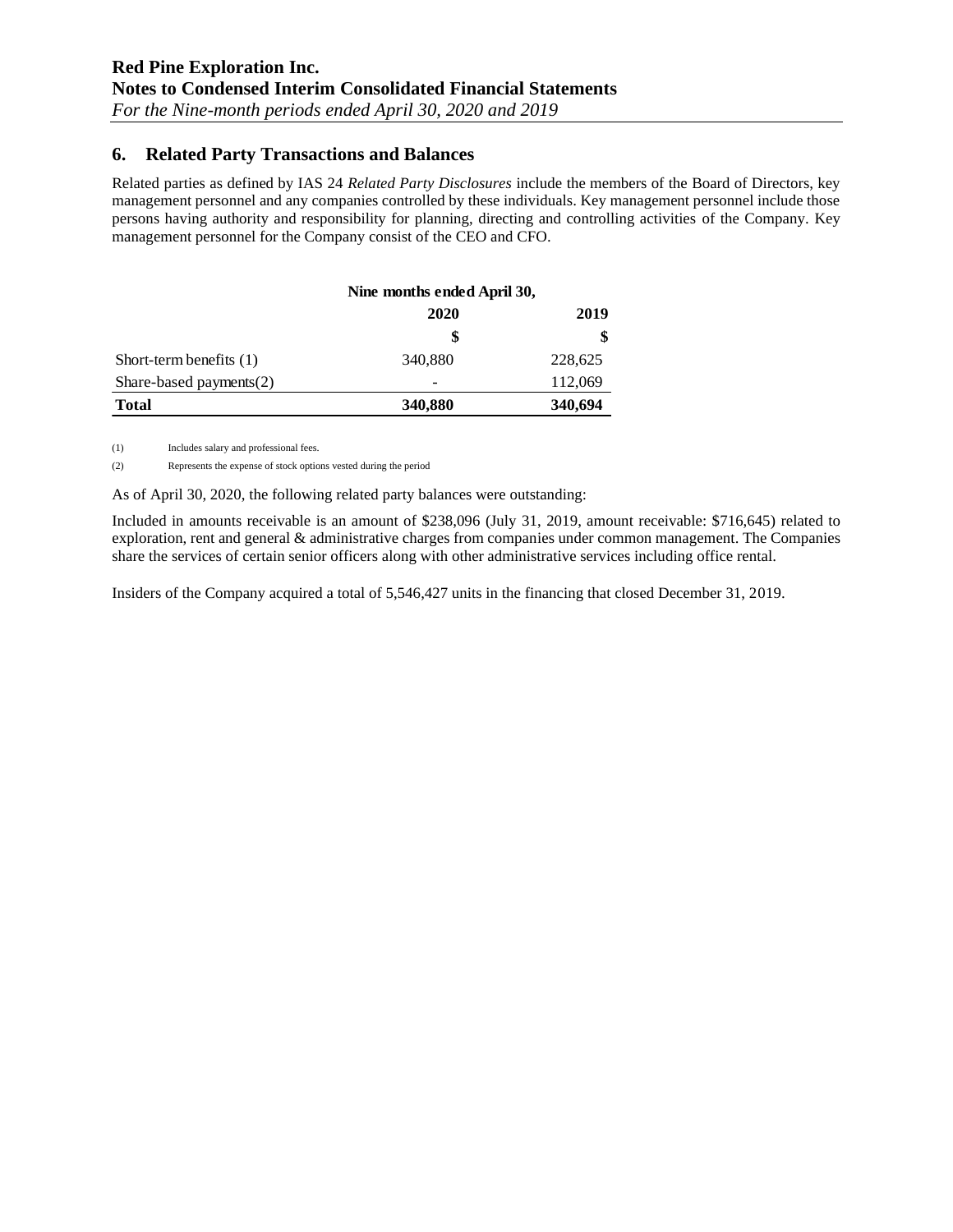## 6. Related Party Transactions and Balances

Related parties as defined by IAS 24 *Related Party Disclosures* include the members of the Board of Directors, key management personnel and any companies controlled by these individuals. Key management personnel include those persons having authority and responsibility for planning, directing and controlling activities of the Company. Key management personnel for the Company consist of the CEO and CFO.

| | Nine months ended April 30, | |
|---|---|---|
| | **2020** | **2019** |
| | **$** | **$** |
| Short-term benefits (1) | 340,880 | 228,625 |
| Share-based payments(2) | - | 112,069 |
| **Total** | **340,880** | **340,694** |

(1) Includes salary and professional fees.

(2) Represents the expense of stock options vested during the period

As of April 30, 2020, the following related party balances were outstanding:

Included in amounts receivable is an amount of $238,096 (July 31, 2019, amount receivable: $716,645) related to exploration, rent and general & administrative charges from companies under common management. The Companies share the services of certain senior officers along with other administrative services including office rental.

Insiders of the Company acquired a total of 5,546,427 units in the financing that closed December 31, 2019.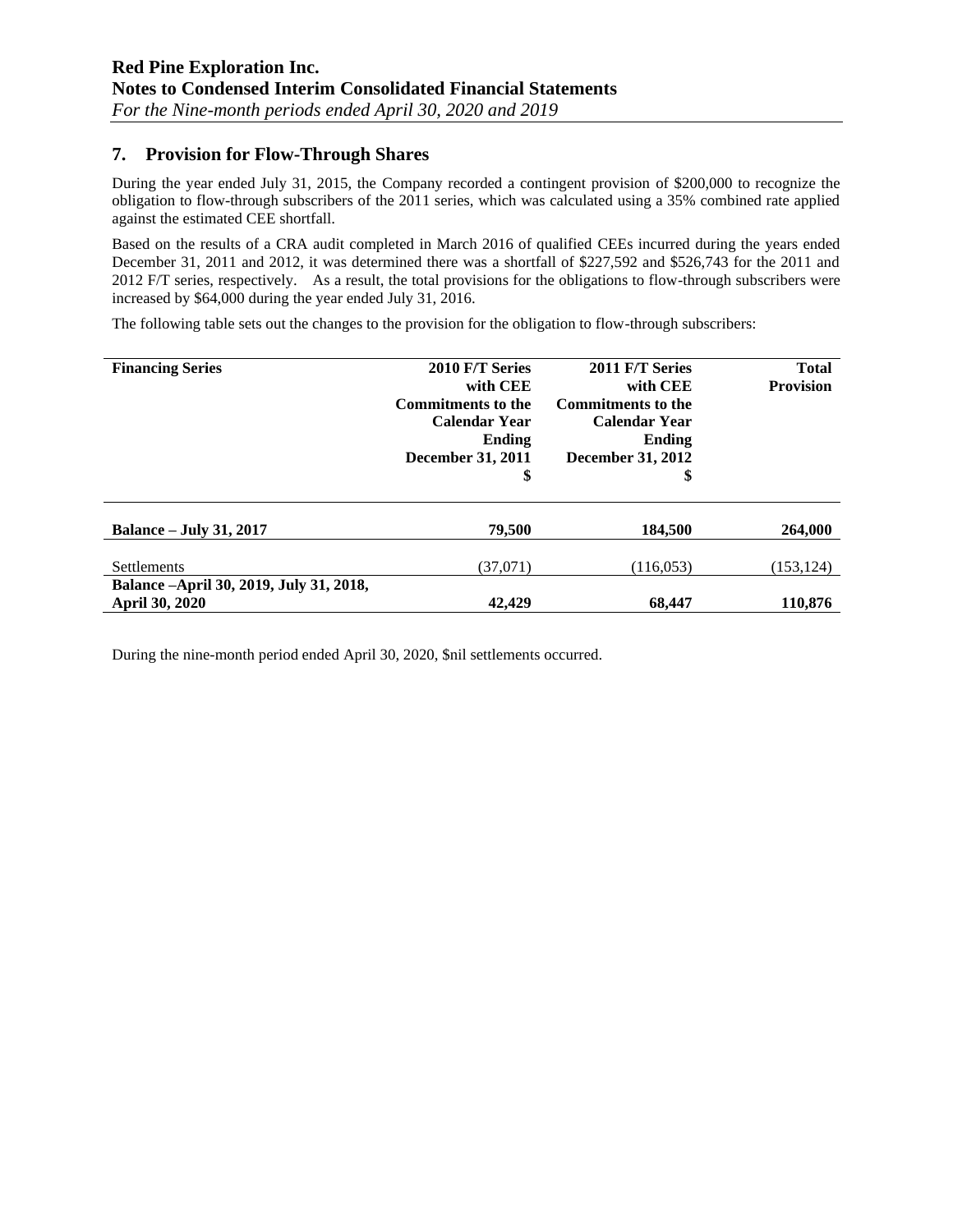## 7. Provision for Flow-Through Shares

During the year ended July 31, 2015, the Company recorded a contingent provision of $200,000 to recognize the obligation to flow-through subscribers of the 2011 series, which was calculated using a 35% combined rate applied against the estimated CEE shortfall.

Based on the results of a CRA audit completed in March 2016 of qualified CEEs incurred during the years ended December 31, 2011 and 2012, it was determined there was a shortfall of $227,592 and $526,743 for the 2011 and 2012 F/T series, respectively. As a result, the total provisions for the obligations to flow-through subscribers were increased by $64,000 during the year ended July 31, 2016.

The following table sets out the changes to the provision for the obligation to flow-through subscribers:

| Financing Series | 2010 F/T Series with CEE Commitments to the Calendar Year Ending December 31, 2011 $ | 2011 F/T Series with CEE Commitments to the Calendar Year Ending December 31, 2012 $ | Total Provision |
|---|---|---|---|
| **Balance – July 31, 2017** | **79,500** | **184,500** | **264,000** |
| Settlements | (37,071) | (116,053) | (153,124) |
| **Balance –April 30, 2019, July 31, 2018, April 30, 2020** | **42,429** | **68,447** | **110,876** |

During the nine-month period ended April 30, 2020, $nil settlements occurred.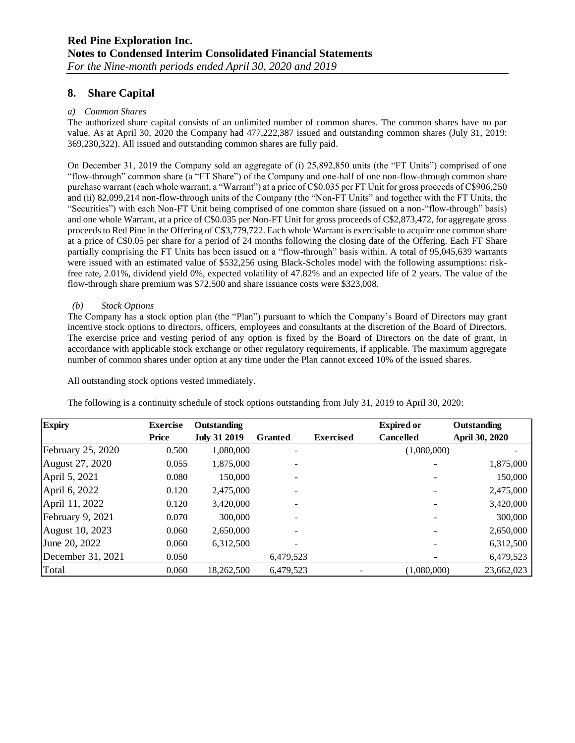## 8. Share Capital

*a) Common Shares*

The authorized share capital consists of an unlimited number of common shares. The common shares have no par value. As at April 30, 2020 the Company had 477,222,387 issued and outstanding common shares (July 31, 2019: 369,230,322). All issued and outstanding common shares are fully paid.

On December 31, 2019 the Company sold an aggregate of (i) 25,892,850 units (the "FT Units") comprised of one "flow-through" common share (a "FT Share") of the Company and one-half of one non-flow-through common share purchase warrant (each whole warrant, a "Warrant") at a price of C$0.035 per FT Unit for gross proceeds of C$906,250 and (ii) 82,099,214 non-flow-through units of the Company (the "Non-FT Units" and together with the FT Units, the "Securities") with each Non-FT Unit being comprised of one common share (issued on a non-"flow-through" basis) and one whole Warrant, at a price of C$0.035 per Non-FT Unit for gross proceeds of C$2,873,472, for aggregate gross proceeds to Red Pine in the Offering of C$3,779,722. Each whole Warrant is exercisable to acquire one common share at a price of C$0.05 per share for a period of 24 months following the closing date of the Offering. Each FT Share partially comprising the FT Units has been issued on a "flow-through" basis within. A total of 95,045,639 warrants were issued with an estimated value of $532,256 using Black-Scholes model with the following assumptions: risk-free rate, 2.01%, dividend yield 0%, expected volatility of 47.82% and an expected life of 2 years. The value of the flow-through share premium was $72,500 and share issuance costs were $323,008.

*(b) Stock Options*

The Company has a stock option plan (the "Plan") pursuant to which the Company's Board of Directors may grant incentive stock options to directors, officers, employees and consultants at the discretion of the Board of Directors. The exercise price and vesting period of any option is fixed by the Board of Directors on the date of grant, in accordance with applicable stock exchange or other regulatory requirements, if applicable. The maximum aggregate number of common shares under option at any time under the Plan cannot exceed 10% of the issued shares.

All outstanding stock options vested immediately.

The following is a continuity schedule of stock options outstanding from July 31, 2019 to April 30, 2020:

| Expiry | Exercise Price | Outstanding July 31 2019 | Granted | Exercised | Expired or Cancelled | Outstanding April 30, 2020 |
|---|---|---|---|---|---|---|
| February 25, 2020 | 0.500 | 1,080,000 | - | | (1,080,000) | - |
| August 27, 2020 | 0.055 | 1,875,000 | - | | - | 1,875,000 |
| April 5, 2021 | 0.080 | 150,000 | - | | - | 150,000 |
| April 6, 2022 | 0.120 | 2,475,000 | - | | - | 2,475,000 |
| April 11, 2022 | 0.120 | 3,420,000 | - | | - | 3,420,000 |
| February 9, 2021 | 0.070 | 300,000 | - | | - | 300,000 |
| August 10, 2023 | 0.060 | 2,650,000 | - | | - | 2,650,000 |
| June 20, 2022 | 0.060 | 6,312,500 | - | | - | 6,312,500 |
| December 31, 2021 | 0.050 | | 6,479,523 | | - | 6,479,523 |
| Total | 0.060 | 18,262,500 | 6,479,523 | - | (1,080,000) | 23,662,023 |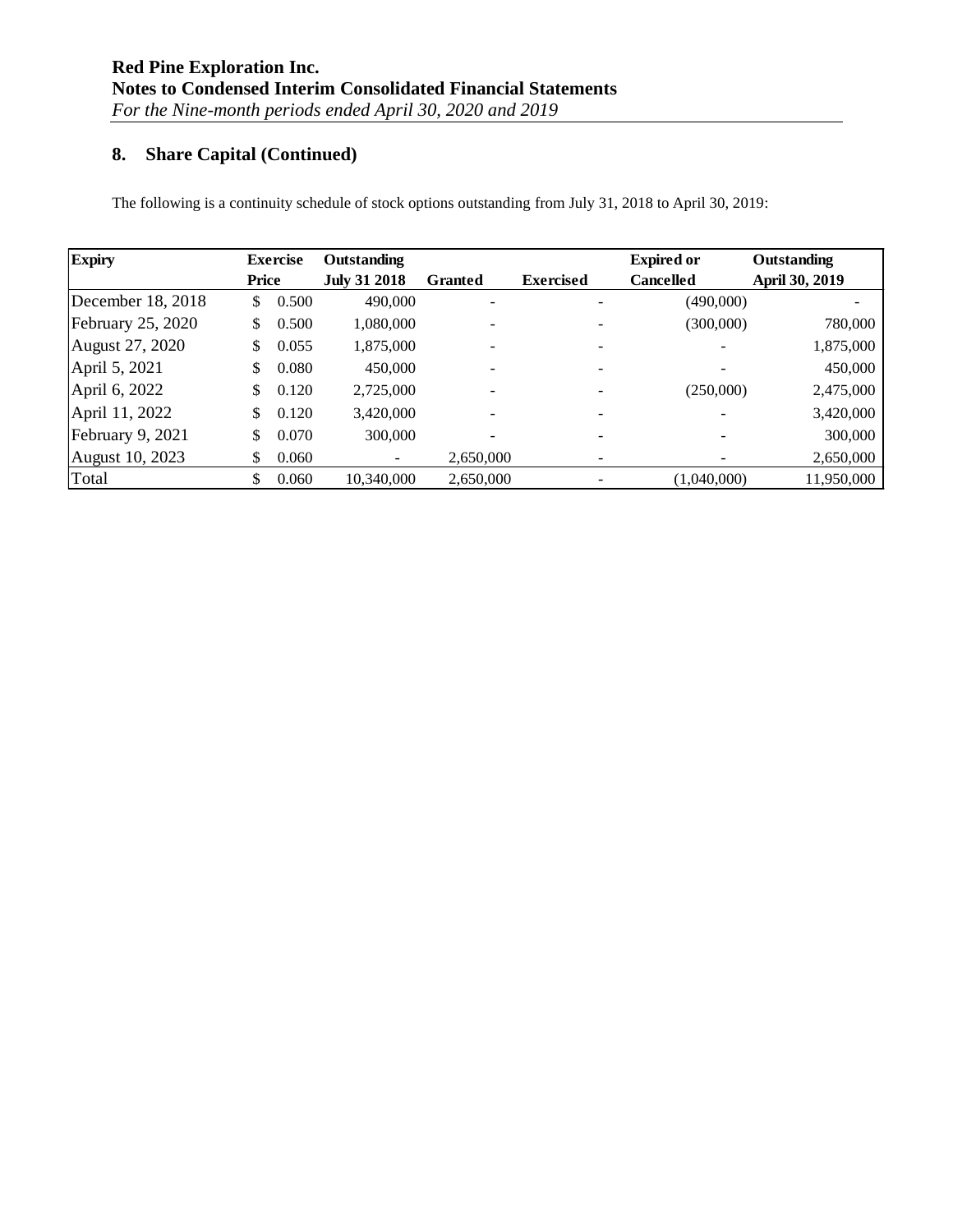**Red Pine Exploration Inc.**
**Notes to Condensed Interim Consolidated Financial Statements**
*For the Nine-month periods ended April 30, 2020 and 2019*

## 8. Share Capital (Continued)

The following is a continuity schedule of stock options outstanding from July 31, 2018 to April 30, 2019:

| Expiry | Exercise Price | Outstanding July 31 2018 | Granted | Exercised | Expired or Cancelled | Outstanding April 30, 2019 |
|---|---|---|---|---|---|---|
| December 18, 2018 | $ 0.500 | 490,000 | - | - | (490,000) | - |
| February 25, 2020 | $ 0.500 | 1,080,000 | - | - | (300,000) | 780,000 |
| August 27, 2020 | $ 0.055 | 1,875,000 | - | - | - | 1,875,000 |
| April 5, 2021 | $ 0.080 | 450,000 | - | - | - | 450,000 |
| April 6, 2022 | $ 0.120 | 2,725,000 | - | - | (250,000) | 2,475,000 |
| April 11, 2022 | $ 0.120 | 3,420,000 | - | - | - | 3,420,000 |
| February 9, 2021 | $ 0.070 | 300,000 | - | - | - | 300,000 |
| August 10, 2023 | $ 0.060 | - | 2,650,000 | - | - | 2,650,000 |
| Total | $ 0.060 | 10,340,000 | 2,650,000 | - | (1,040,000) | 11,950,000 |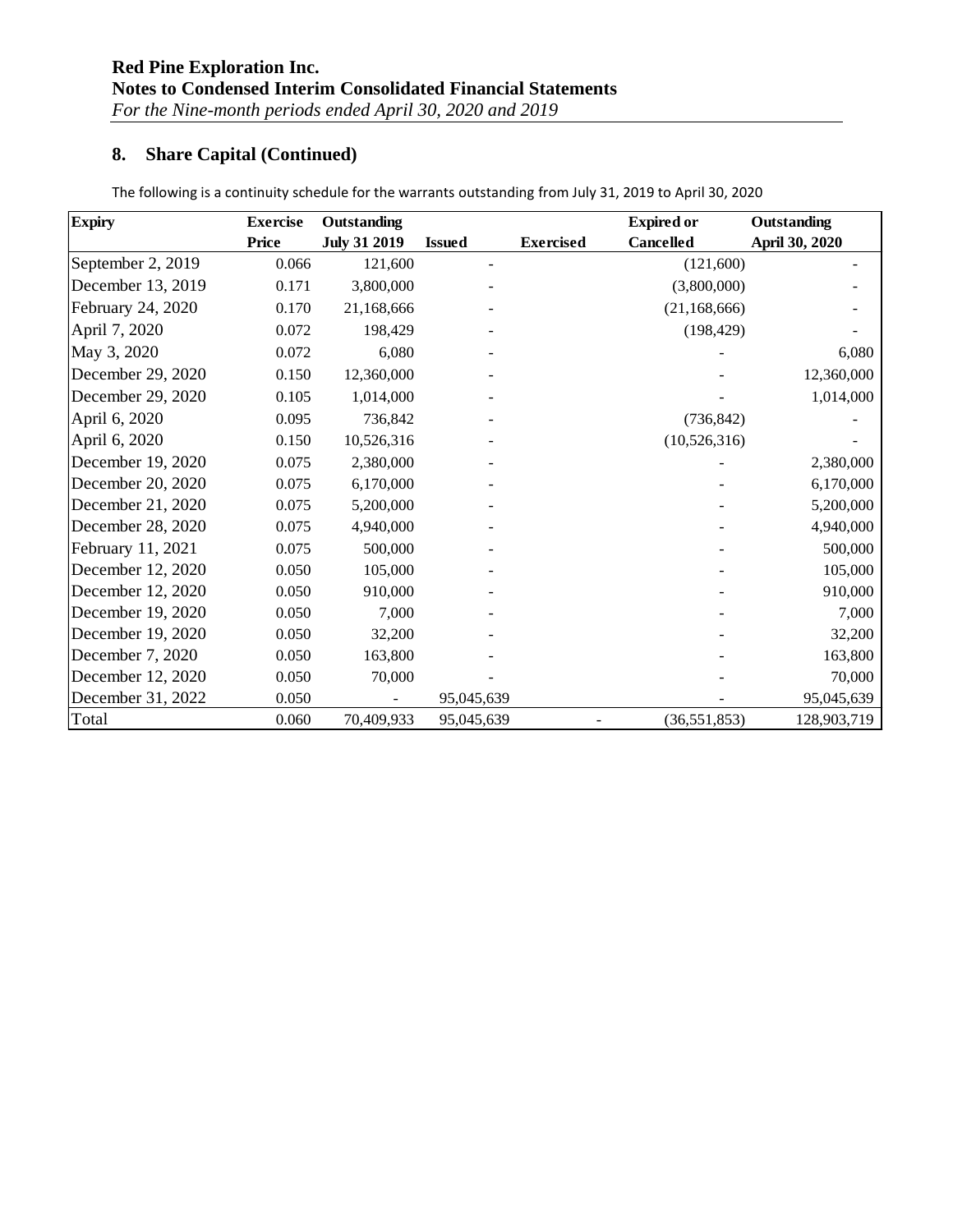## 8. Share Capital (Continued)

The following is a continuity schedule for the warrants outstanding from July 31, 2019 to April 30, 2020

| Expiry | Exercise Price | Outstanding July 31 2019 | Issued | Exercised | Expired or Cancelled | Outstanding April 30, 2020 |
|---|---|---|---|---|---|---|
| September 2, 2019 | 0.066 | 121,600 | - | | (121,600) | - |
| December 13, 2019 | 0.171 | 3,800,000 | - | | (3,800,000) | - |
| February 24, 2020 | 0.170 | 21,168,666 | - | | (21,168,666) | - |
| April 7, 2020 | 0.072 | 198,429 | - | | (198,429) | - |
| May 3, 2020 | 0.072 | 6,080 | - | | - | 6,080 |
| December 29, 2020 | 0.150 | 12,360,000 | - | | - | 12,360,000 |
| December 29, 2020 | 0.105 | 1,014,000 | - | | - | 1,014,000 |
| April 6, 2020 | 0.095 | 736,842 | - | | (736,842) | - |
| April 6, 2020 | 0.150 | 10,526,316 | - | | (10,526,316) | - |
| December 19, 2020 | 0.075 | 2,380,000 | - | | - | 2,380,000 |
| December 20, 2020 | 0.075 | 6,170,000 | - | | - | 6,170,000 |
| December 21, 2020 | 0.075 | 5,200,000 | - | | - | 5,200,000 |
| December 28, 2020 | 0.075 | 4,940,000 | - | | - | 4,940,000 |
| February 11, 2021 | 0.075 | 500,000 | - | | - | 500,000 |
| December 12, 2020 | 0.050 | 105,000 | - | | - | 105,000 |
| December 12, 2020 | 0.050 | 910,000 | - | | - | 910,000 |
| December 19, 2020 | 0.050 | 7,000 | - | | - | 7,000 |
| December 19, 2020 | 0.050 | 32,200 | - | | - | 32,200 |
| December 7, 2020 | 0.050 | 163,800 | - | | - | 163,800 |
| December 12, 2020 | 0.050 | 70,000 | - | | - | 70,000 |
| December 31, 2022 | 0.050 | - | 95,045,639 | | - | 95,045,639 |
| Total | 0.060 | 70,409,933 | 95,045,639 | - | (36,551,853) | 128,903,719 |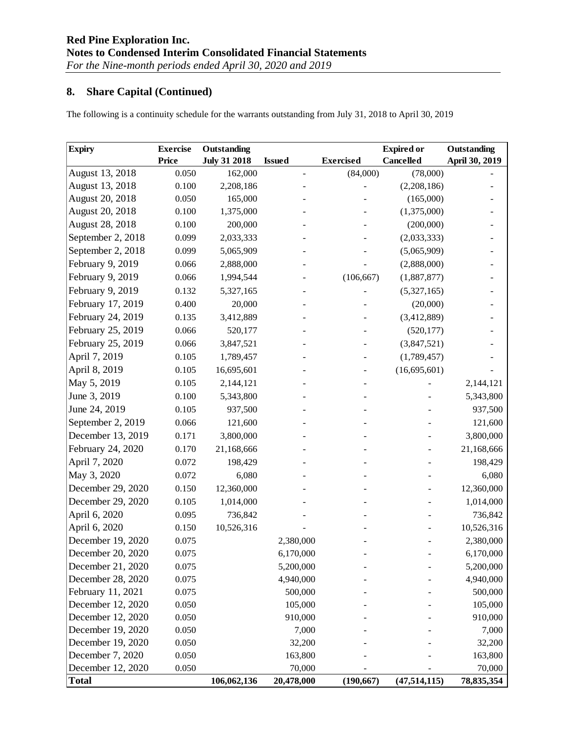# Red Pine Exploration Inc.

## Notes to Condensed Interim Consolidated Financial Statements

*For the Nine-month periods ended April 30, 2020 and 2019*

## 8. Share Capital (Continued)

The following is a continuity schedule for the warrants outstanding from July 31, 2018 to April 30, 2019

| Expiry | Exercise Price | Outstanding July 31 2018 | Issued | Exercised | Expired or Cancelled | Outstanding April 30, 2019 |
|---|---|---|---|---|---|---|
| August 13, 2018 | 0.050 | 162,000 | - | (84,000) | (78,000) | - |
| August 13, 2018 | 0.100 | 2,208,186 | - | - | (2,208,186) | - |
| August 20, 2018 | 0.050 | 165,000 | - | - | (165,000) | - |
| August 20, 2018 | 0.100 | 1,375,000 | - | - | (1,375,000) | - |
| August 28, 2018 | 0.100 | 200,000 | - | - | (200,000) | - |
| September 2, 2018 | 0.099 | 2,033,333 | - | - | (2,033,333) | - |
| September 2, 2018 | 0.099 | 5,065,909 | - | - | (5,065,909) | - |
| February 9, 2019 | 0.066 | 2,888,000 | - | - | (2,888,000) | - |
| February 9, 2019 | 0.066 | 1,994,544 | - | (106,667) | (1,887,877) | - |
| February 9, 2019 | 0.132 | 5,327,165 | - | - | (5,327,165) | - |
| February 17, 2019 | 0.400 | 20,000 | - | - | (20,000) | - |
| February 24, 2019 | 0.135 | 3,412,889 | - | - | (3,412,889) | - |
| February 25, 2019 | 0.066 | 520,177 | - | - | (520,177) | - |
| February 25, 2019 | 0.066 | 3,847,521 | - | - | (3,847,521) | - |
| April 7, 2019 | 0.105 | 1,789,457 | - | - | (1,789,457) | - |
| April 8, 2019 | 0.105 | 16,695,601 | - | - | (16,695,601) | - |
| May 5, 2019 | 0.105 | 2,144,121 | - | - | - | 2,144,121 |
| June 3, 2019 | 0.100 | 5,343,800 | - | - | - | 5,343,800 |
| June 24, 2019 | 0.105 | 937,500 | - | - | - | 937,500 |
| September 2, 2019 | 0.066 | 121,600 | - | - | - | 121,600 |
| December 13, 2019 | 0.171 | 3,800,000 | - | - | - | 3,800,000 |
| February 24, 2020 | 0.170 | 21,168,666 | - | - | - | 21,168,666 |
| April 7, 2020 | 0.072 | 198,429 | - | - | - | 198,429 |
| May 3, 2020 | 0.072 | 6,080 | - | - | - | 6,080 |
| December 29, 2020 | 0.150 | 12,360,000 | - | - | - | 12,360,000 |
| December 29, 2020 | 0.105 | 1,014,000 | - | - | - | 1,014,000 |
| April 6, 2020 | 0.095 | 736,842 | - | - | - | 736,842 |
| April 6, 2020 | 0.150 | 10,526,316 | - | - | - | 10,526,316 |
| December 19, 2020 | 0.075 | | 2,380,000 | - | - | 2,380,000 |
| December 20, 2020 | 0.075 | | 6,170,000 | - | - | 6,170,000 |
| December 21, 2020 | 0.075 | | 5,200,000 | - | - | 5,200,000 |
| December 28, 2020 | 0.075 | | 4,940,000 | - | - | 4,940,000 |
| February 11, 2021 | 0.075 | | 500,000 | - | - | 500,000 |
| December 12, 2020 | 0.050 | | 105,000 | - | - | 105,000 |
| December 12, 2020 | 0.050 | | 910,000 | - | - | 910,000 |
| December 19, 2020 | 0.050 | | 7,000 | - | - | 7,000 |
| December 19, 2020 | 0.050 | | 32,200 | - | - | 32,200 |
| December 7, 2020 | 0.050 | | 163,800 | - | - | 163,800 |
| December 12, 2020 | 0.050 | | 70,000 | - | - | 70,000 |
| **Total** | | **106,062,136** | **20,478,000** | **(190,667)** | **(47,514,115)** | **78,835,354** |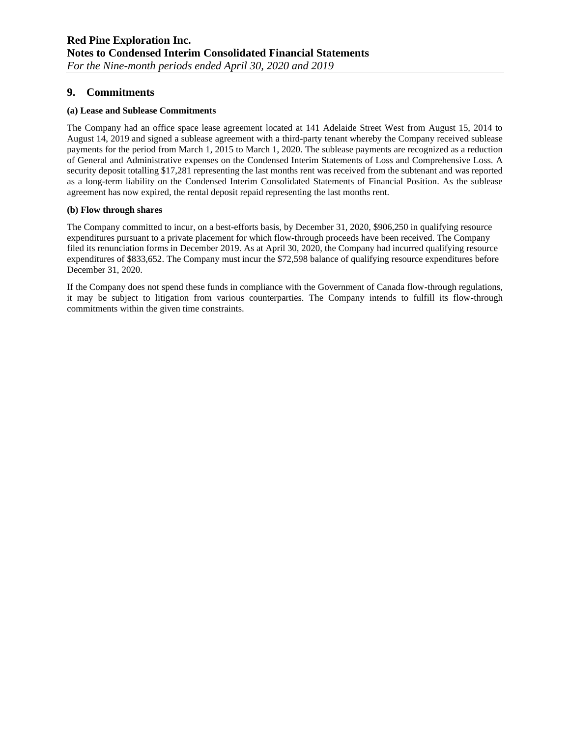## 9. Commitments

**(a) Lease and Sublease Commitments**

The Company had an office space lease agreement located at 141 Adelaide Street West from August 15, 2014 to August 14, 2019 and signed a sublease agreement with a third-party tenant whereby the Company received sublease payments for the period from March 1, 2015 to March 1, 2020. The sublease payments are recognized as a reduction of General and Administrative expenses on the Condensed Interim Statements of Loss and Comprehensive Loss. A security deposit totalling $17,281 representing the last months rent was received from the subtenant and was reported as a long-term liability on the Condensed Interim Consolidated Statements of Financial Position. As the sublease agreement has now expired, the rental deposit repaid representing the last months rent.

**(b) Flow through shares**

The Company committed to incur, on a best-efforts basis, by December 31, 2020, $906,250 in qualifying resource expenditures pursuant to a private placement for which flow-through proceeds have been received. The Company filed its renunciation forms in December 2019. As at April 30, 2020, the Company had incurred qualifying resource expenditures of $833,652. The Company must incur the $72,598 balance of qualifying resource expenditures before December 31, 2020.

If the Company does not spend these funds in compliance with the Government of Canada flow-through regulations, it may be subject to litigation from various counterparties. The Company intends to fulfill its flow-through commitments within the given time constraints.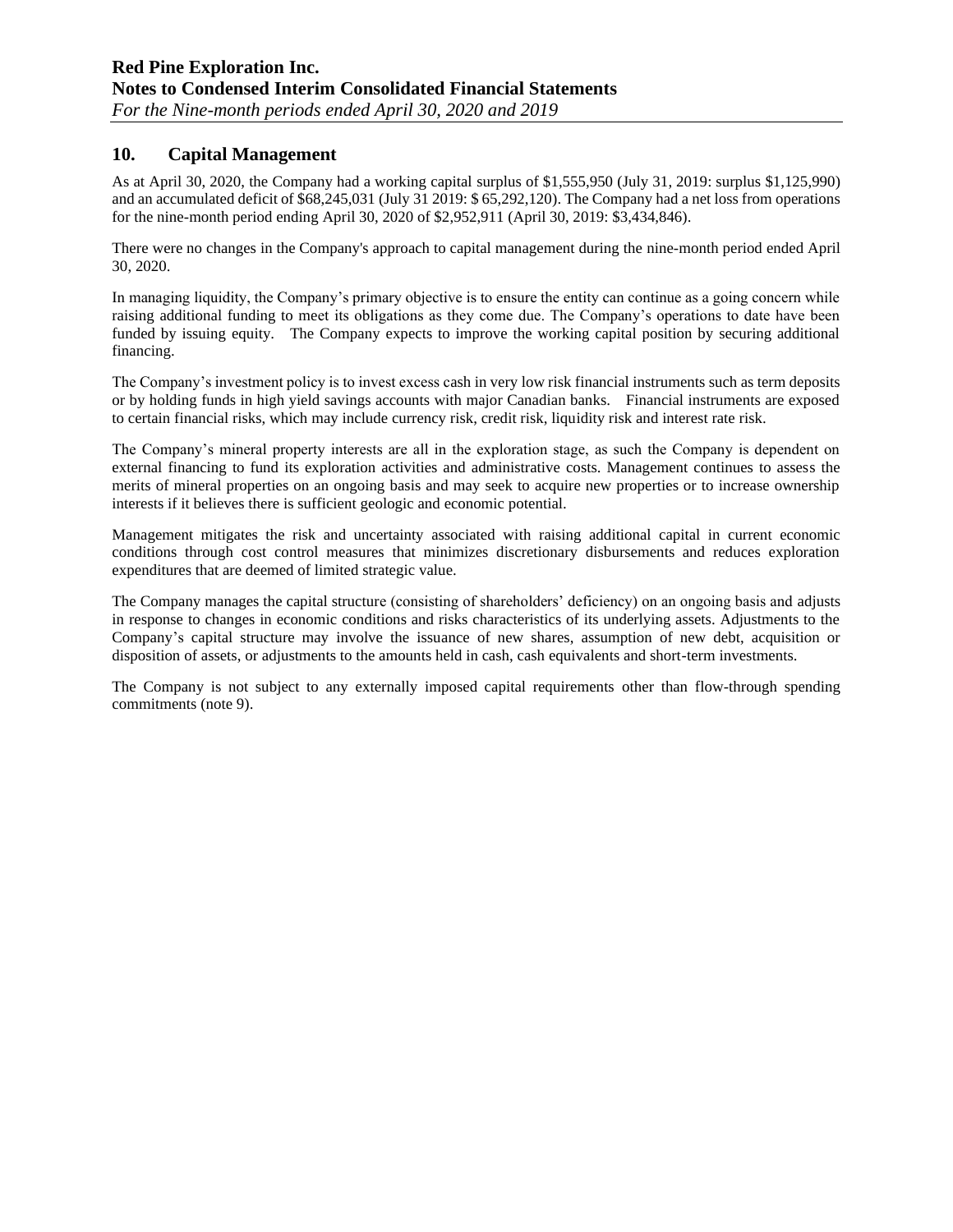## 10. Capital Management

As at April 30, 2020, the Company had a working capital surplus of $1,555,950 (July 31, 2019: surplus $1,125,990) and an accumulated deficit of $68,245,031 (July 31 2019: $ 65,292,120). The Company had a net loss from operations for the nine-month period ending April 30, 2020 of $2,952,911 (April 30, 2019: $3,434,846).

There were no changes in the Company's approach to capital management during the nine-month period ended April 30, 2020.

In managing liquidity, the Company's primary objective is to ensure the entity can continue as a going concern while raising additional funding to meet its obligations as they come due. The Company's operations to date have been funded by issuing equity. The Company expects to improve the working capital position by securing additional financing.

The Company's investment policy is to invest excess cash in very low risk financial instruments such as term deposits or by holding funds in high yield savings accounts with major Canadian banks. Financial instruments are exposed to certain financial risks, which may include currency risk, credit risk, liquidity risk and interest rate risk.

The Company's mineral property interests are all in the exploration stage, as such the Company is dependent on external financing to fund its exploration activities and administrative costs. Management continues to assess the merits of mineral properties on an ongoing basis and may seek to acquire new properties or to increase ownership interests if it believes there is sufficient geologic and economic potential.

Management mitigates the risk and uncertainty associated with raising additional capital in current economic conditions through cost control measures that minimizes discretionary disbursements and reduces exploration expenditures that are deemed of limited strategic value.

The Company manages the capital structure (consisting of shareholders' deficiency) on an ongoing basis and adjusts in response to changes in economic conditions and risks characteristics of its underlying assets. Adjustments to the Company's capital structure may involve the issuance of new shares, assumption of new debt, acquisition or disposition of assets, or adjustments to the amounts held in cash, cash equivalents and short-term investments.

The Company is not subject to any externally imposed capital requirements other than flow-through spending commitments (note 9).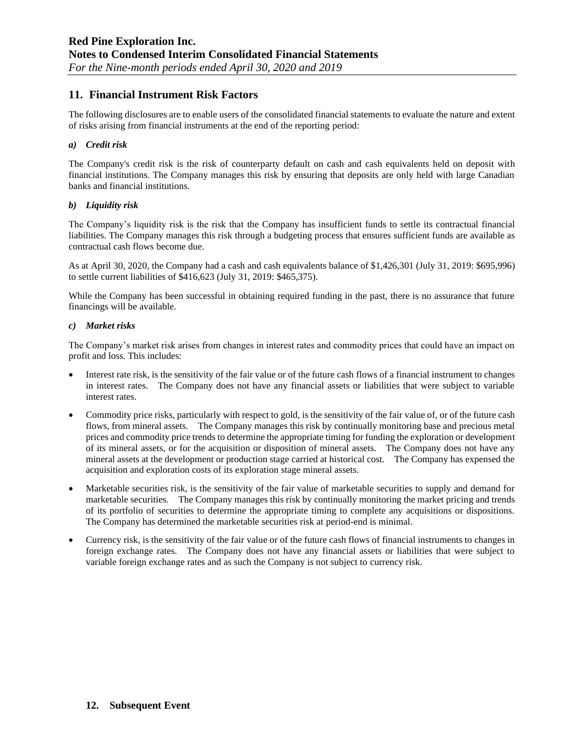## 11. Financial Instrument Risk Factors

The following disclosures are to enable users of the consolidated financial statements to evaluate the nature and extent of risks arising from financial instruments at the end of the reporting period:

### *a) Credit risk*

The Company's credit risk is the risk of counterparty default on cash and cash equivalents held on deposit with financial institutions. The Company manages this risk by ensuring that deposits are only held with large Canadian banks and financial institutions.

### *b) Liquidity risk*

The Company's liquidity risk is the risk that the Company has insufficient funds to settle its contractual financial liabilities. The Company manages this risk through a budgeting process that ensures sufficient funds are available as contractual cash flows become due.

As at April 30, 2020, the Company had a cash and cash equivalents balance of $1,426,301 (July 31, 2019: $695,996) to settle current liabilities of $416,623 (July 31, 2019: $465,375).

While the Company has been successful in obtaining required funding in the past, there is no assurance that future financings will be available.

### *c) Market risks*

The Company's market risk arises from changes in interest rates and commodity prices that could have an impact on profit and loss. This includes:

- Interest rate risk, is the sensitivity of the fair value or of the future cash flows of a financial instrument to changes in interest rates. The Company does not have any financial assets or liabilities that were subject to variable interest rates.
- Commodity price risks, particularly with respect to gold, is the sensitivity of the fair value of, or of the future cash flows, from mineral assets. The Company manages this risk by continually monitoring base and precious metal prices and commodity price trends to determine the appropriate timing for funding the exploration or development of its mineral assets, or for the acquisition or disposition of mineral assets. The Company does not have any mineral assets at the development or production stage carried at historical cost. The Company has expensed the acquisition and exploration costs of its exploration stage mineral assets.
- Marketable securities risk, is the sensitivity of the fair value of marketable securities to supply and demand for marketable securities. The Company manages this risk by continually monitoring the market pricing and trends of its portfolio of securities to determine the appropriate timing to complete any acquisitions or dispositions. The Company has determined the marketable securities risk at period-end is minimal.
- Currency risk, is the sensitivity of the fair value or of the future cash flows of financial instruments to changes in foreign exchange rates. The Company does not have any financial assets or liabilities that were subject to variable foreign exchange rates and as such the Company is not subject to currency risk.

## 12. Subsequent Event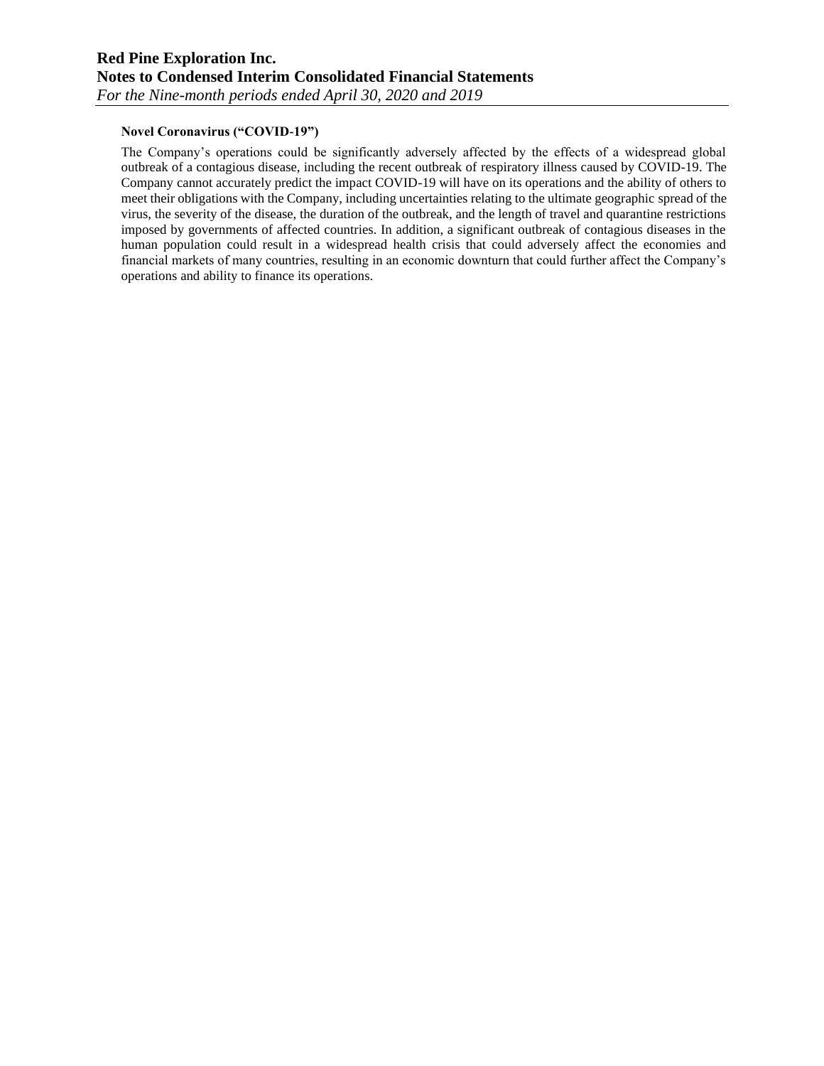**Novel Coronavirus ("COVID-19")**

The Company's operations could be significantly adversely affected by the effects of a widespread global outbreak of a contagious disease, including the recent outbreak of respiratory illness caused by COVID-19. The Company cannot accurately predict the impact COVID-19 will have on its operations and the ability of others to meet their obligations with the Company, including uncertainties relating to the ultimate geographic spread of the virus, the severity of the disease, the duration of the outbreak, and the length of travel and quarantine restrictions imposed by governments of affected countries. In addition, a significant outbreak of contagious diseases in the human population could result in a widespread health crisis that could adversely affect the economies and financial markets of many countries, resulting in an economic downturn that could further affect the Company's operations and ability to finance its operations.